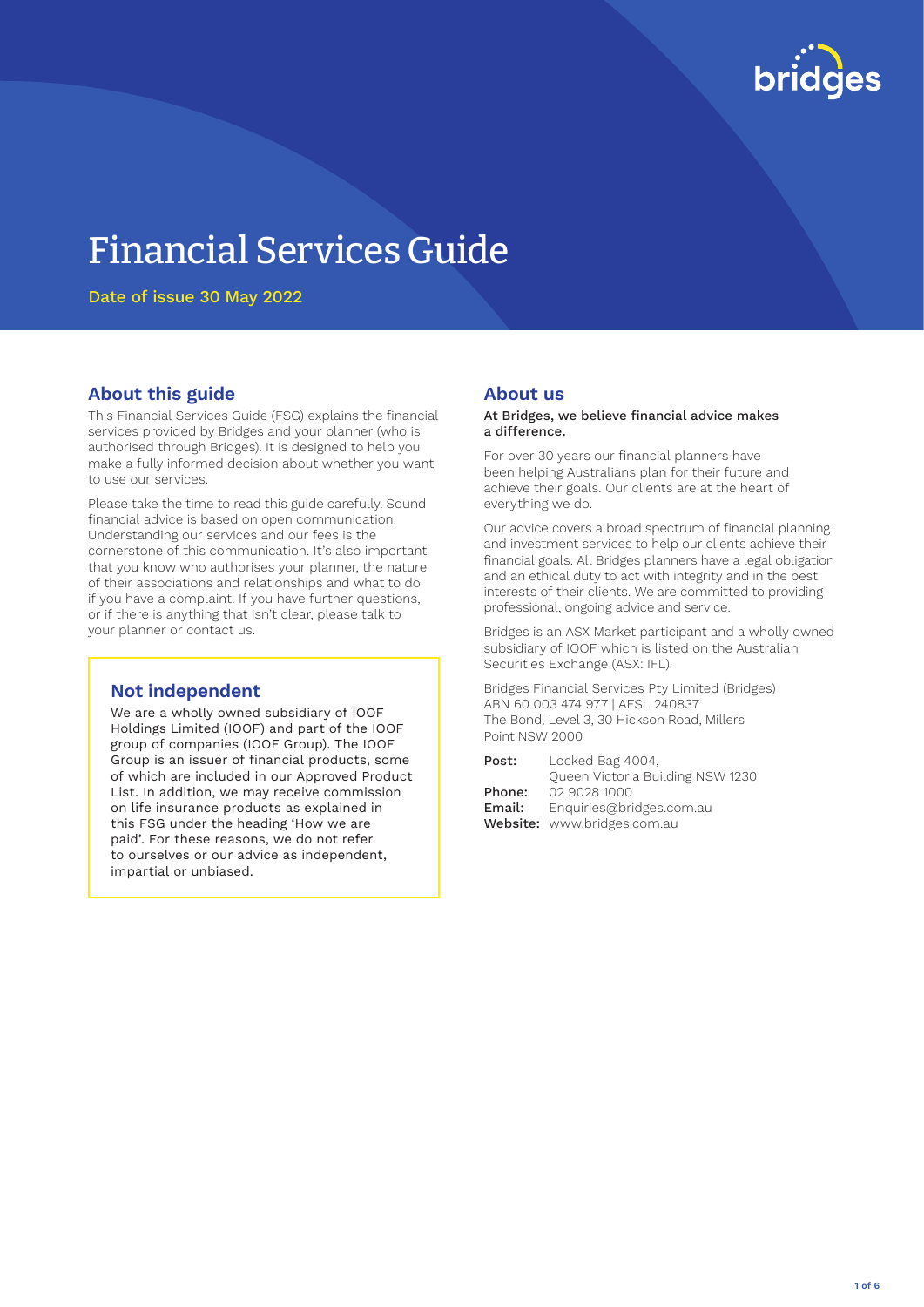# Financial Services Guide

Date of issue 30 May 2022

## About this guide

This Financial Services Guide (FSG) explains the financial services provided by Bridges and your planner (who is authorised through Bridges). It is designed to help you make a fully informed decision about whether you want to use our services.

Please take the time to read this guide carefully. Sound financial advice is based on open communication. Understanding our services and our fees is the cornerstone of this communication. It's also important that you know who authorises your planner, the nature of their associations and relationships and what to do if you have a complaint. If you have further questions, or if there is anything that isn't clear, please talk to your planner or contact us.

### Not independent

We are a wholly owned subsidiary of IOOF Holdings Limited (IOOF) and part of the IOOF group of companies (IOOF Group). The IOOF Group is an issuer of financial products, some of which are included in our Approved Product List. In addition, we may receive commission on life insurance products as explained in this FSG under the heading 'How we are paid'. For these reasons, we do not refer to ourselves or our advice as independent, impartial or unbiased.

## About us

**At Bridges, we believe financial advice makes a difference.**

For over 30 years our financial planners have been helping Australians plan for their future and achieve their goals. Our clients are at the heart of everything we do.

Our advice covers a broad spectrum of financial planning and investment services to help our clients achieve their financial goals. All Bridges planners have a legal obligation and an ethical duty to act with integrity and in the best interests of their clients. We are committed to providing professional, ongoing advice and service.

Bridges is an ASX Market participant and a wholly owned subsidiary of IOOF which is listed on the Australian Securities Exchange (ASX: IFL).

Bridges Financial Services Pty Limited (Bridges)
ABN 60 003 474 977 | AFSL 240837
The Bond, Level 3, 30 Hickson Road, Millers Point NSW 2000

**Post:** Locked Bag 4004,
Queen Victoria Building NSW 1230
**Phone:** 02 9028 1000
**Email:** Enquiries@bridges.com.au
**Website:** www.bridges.com.au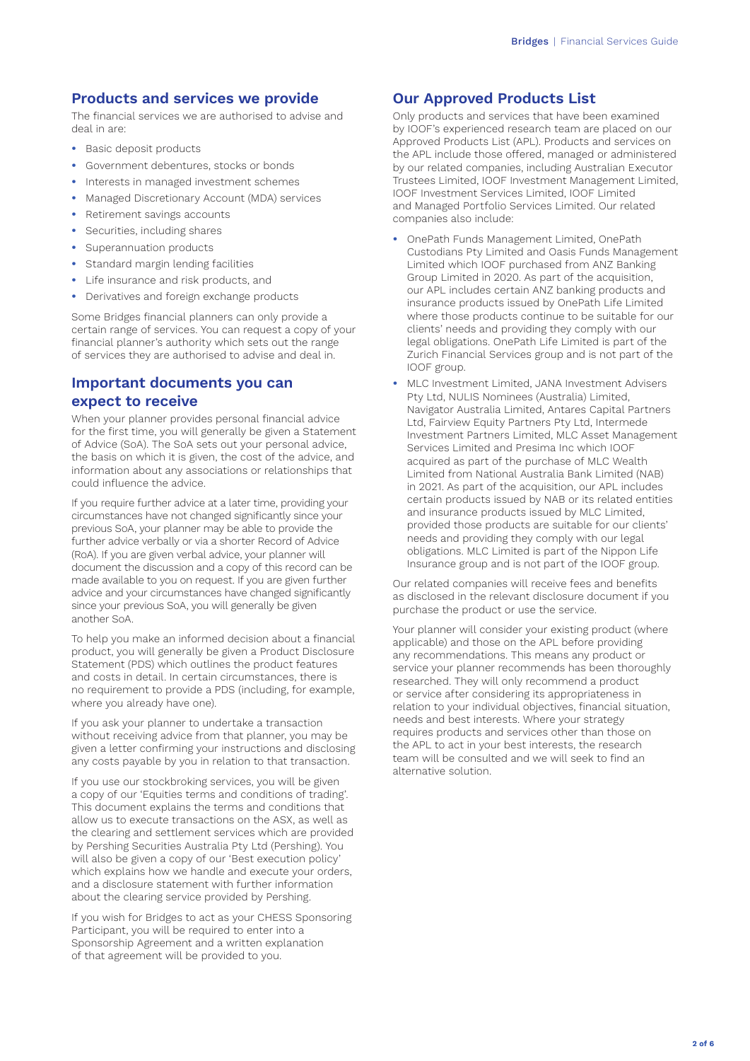## Products and services we provide

The financial services we are authorised to advise and deal in are:

- Basic deposit products
- Government debentures, stocks or bonds
- Interests in managed investment schemes
- Managed Discretionary Account (MDA) services
- Retirement savings accounts
- Securities, including shares
- Superannuation products
- Standard margin lending facilities
- Life insurance and risk products, and
- Derivatives and foreign exchange products

Some Bridges financial planners can only provide a certain range of services. You can request a copy of your financial planner's authority which sets out the range of services they are authorised to advise and deal in.

## Important documents you can expect to receive

When your planner provides personal financial advice for the first time, you will generally be given a Statement of Advice (SoA). The SoA sets out your personal advice, the basis on which it is given, the cost of the advice, and information about any associations or relationships that could influence the advice.

If you require further advice at a later time, providing your circumstances have not changed significantly since your previous SoA, your planner may be able to provide the further advice verbally or via a shorter Record of Advice (RoA). If you are given verbal advice, your planner will document the discussion and a copy of this record can be made available to you on request. If you are given further advice and your circumstances have changed significantly since your previous SoA, you will generally be given another SoA.

To help you make an informed decision about a financial product, you will generally be given a Product Disclosure Statement (PDS) which outlines the product features and costs in detail. In certain circumstances, there is no requirement to provide a PDS (including, for example, where you already have one).

If you ask your planner to undertake a transaction without receiving advice from that planner, you may be given a letter confirming your instructions and disclosing any costs payable by you in relation to that transaction.

If you use our stockbroking services, you will be given a copy of our 'Equities terms and conditions of trading'. This document explains the terms and conditions that allow us to execute transactions on the ASX, as well as the clearing and settlement services which are provided by Pershing Securities Australia Pty Ltd (Pershing). You will also be given a copy of our 'Best execution policy' which explains how we handle and execute your orders, and a disclosure statement with further information about the clearing service provided by Pershing.

If you wish for Bridges to act as your CHESS Sponsoring Participant, you will be required to enter into a Sponsorship Agreement and a written explanation of that agreement will be provided to you.

## Our Approved Products List

Only products and services that have been examined by IOOF's experienced research team are placed on our Approved Products List (APL). Products and services on the APL include those offered, managed or administered by our related companies, including Australian Executor Trustees Limited, IOOF Investment Management Limited, IOOF Investment Services Limited, IOOF Limited and Managed Portfolio Services Limited. Our related companies also include:

- OnePath Funds Management Limited, OnePath Custodians Pty Limited and Oasis Funds Management Limited which IOOF purchased from ANZ Banking Group Limited in 2020. As part of the acquisition, our APL includes certain ANZ banking products and insurance products issued by OnePath Life Limited where those products continue to be suitable for our clients' needs and providing they comply with our legal obligations. OnePath Life Limited is part of the Zurich Financial Services group and is not part of the IOOF group.
- MLC Investment Limited, JANA Investment Advisers Pty Ltd, NULIS Nominees (Australia) Limited, Navigator Australia Limited, Antares Capital Partners Ltd, Fairview Equity Partners Pty Ltd, Intermede Investment Partners Limited, MLC Asset Management Services Limited and Presima Inc which IOOF acquired as part of the purchase of MLC Wealth Limited from National Australia Bank Limited (NAB) in 2021. As part of the acquisition, our APL includes certain products issued by NAB or its related entities and insurance products issued by MLC Limited, provided those products are suitable for our clients' needs and providing they comply with our legal obligations. MLC Limited is part of the Nippon Life Insurance group and is not part of the IOOF group.

Our related companies will receive fees and benefits as disclosed in the relevant disclosure document if you purchase the product or use the service.

Your planner will consider your existing product (where applicable) and those on the APL before providing any recommendations. This means any product or service your planner recommends has been thoroughly researched. They will only recommend a product or service after considering its appropriateness in relation to your individual objectives, financial situation, needs and best interests. Where your strategy requires products and services other than those on the APL to act in your best interests, the research team will be consulted and we will seek to find an alternative solution.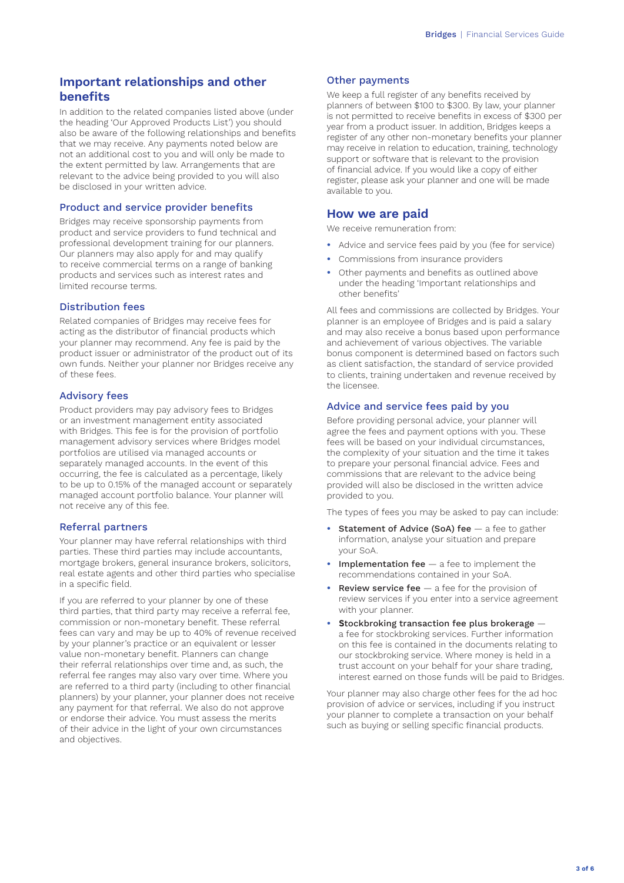## Important relationships and other benefits

In addition to the related companies listed above (under the heading 'Our Approved Products List') you should also be aware of the following relationships and benefits that we may receive. Any payments noted below are not an additional cost to you and will only be made to the extent permitted by law. Arrangements that are relevant to the advice being provided to you will also be disclosed in your written advice.

### Product and service provider benefits

Bridges may receive sponsorship payments from product and service providers to fund technical and professional development training for our planners. Our planners may also apply for and may qualify to receive commercial terms on a range of banking products and services such as interest rates and limited recourse terms.

### Distribution fees

Related companies of Bridges may receive fees for acting as the distributor of financial products which your planner may recommend. Any fee is paid by the product issuer or administrator of the product out of its own funds. Neither your planner nor Bridges receive any of these fees.

### Advisory fees

Product providers may pay advisory fees to Bridges or an investment management entity associated with Bridges. This fee is for the provision of portfolio management advisory services where Bridges model portfolios are utilised via managed accounts or separately managed accounts. In the event of this occurring, the fee is calculated as a percentage, likely to be up to 0.15% of the managed account or separately managed account portfolio balance. Your planner will not receive any of this fee.

### Referral partners

Your planner may have referral relationships with third parties. These third parties may include accountants, mortgage brokers, general insurance brokers, solicitors, real estate agents and other third parties who specialise in a specific field.

If you are referred to your planner by one of these third parties, that third party may receive a referral fee, commission or non-monetary benefit. These referral fees can vary and may be up to 40% of revenue received by your planner's practice or an equivalent or lesser value non-monetary benefit. Planners can change their referral relationships over time and, as such, the referral fee ranges may also vary over time. Where you are referred to a third party (including to other financial planners) by your planner, your planner does not receive any payment for that referral. We also do not approve or endorse their advice. You must assess the merits of their advice in the light of your own circumstances and objectives.

### Other payments

We keep a full register of any benefits received by planners of between $100 to $300. By law, your planner is not permitted to receive benefits in excess of $300 per year from a product issuer. In addition, Bridges keeps a register of any other non-monetary benefits your planner may receive in relation to education, training, technology support or software that is relevant to the provision of financial advice. If you would like a copy of either register, please ask your planner and one will be made available to you.

## How we are paid

We receive remuneration from:

- Advice and service fees paid by you (fee for service)
- Commissions from insurance providers
- Other payments and benefits as outlined above under the heading 'Important relationships and other benefits'

All fees and commissions are collected by Bridges. Your planner is an employee of Bridges and is paid a salary and may also receive a bonus based upon performance and achievement of various objectives. The variable bonus component is determined based on factors such as client satisfaction, the standard of service provided to clients, training undertaken and revenue received by the licensee.

### Advice and service fees paid by you

Before providing personal advice, your planner will agree the fees and payment options with you. These fees will be based on your individual circumstances, the complexity of your situation and the time it takes to prepare your personal financial advice. Fees and commissions that are relevant to the advice being provided will also be disclosed in the written advice provided to you.

The types of fees you may be asked to pay can include:

- **Statement of Advice (SoA) fee** — a fee to gather information, analyse your situation and prepare your SoA.
- **Implementation fee** — a fee to implement the recommendations contained in your SoA.
- **Review service fee** — a fee for the provision of review services if you enter into a service agreement with your planner.
- **Stockbroking transaction fee plus brokerage** — a fee for stockbroking services. Further information on this fee is contained in the documents relating to our stockbroking service. Where money is held in a trust account on your behalf for your share trading, interest earned on those funds will be paid to Bridges.

Your planner may also charge other fees for the ad hoc provision of advice or services, including if you instruct your planner to complete a transaction on your behalf such as buying or selling specific financial products.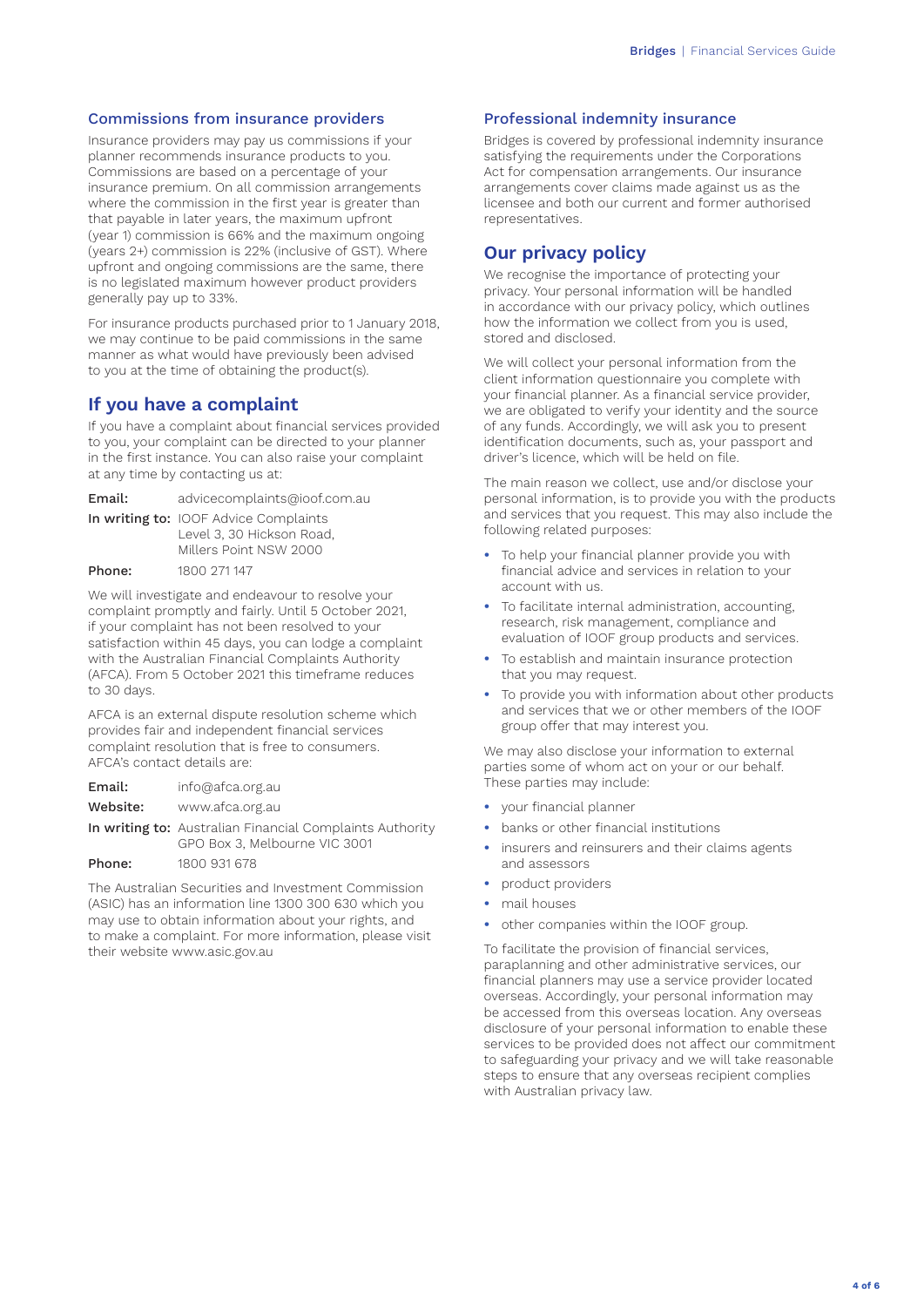### Commissions from insurance providers

Insurance providers may pay us commissions if your planner recommends insurance products to you. Commissions are based on a percentage of your insurance premium. On all commission arrangements where the commission in the first year is greater than that payable in later years, the maximum upfront (year 1) commission is 66% and the maximum ongoing (years 2+) commission is 22% (inclusive of GST). Where upfront and ongoing commissions are the same, there is no legislated maximum however product providers generally pay up to 33%.

For insurance products purchased prior to 1 January 2018, we may continue to be paid commissions in the same manner as what would have previously been advised to you at the time of obtaining the product(s).

## If you have a complaint

If you have a complaint about financial services provided to you, your complaint can be directed to your planner in the first instance. You can also raise your complaint at any time by contacting us at:

**Email:** advicecomplaints@ioof.com.au

**In writing to:** IOOF Advice Complaints
Level 3, 30 Hickson Road,
Millers Point NSW 2000

**Phone:** 1800 271 147

We will investigate and endeavour to resolve your complaint promptly and fairly. Until 5 October 2021, if your complaint has not been resolved to your satisfaction within 45 days, you can lodge a complaint with the Australian Financial Complaints Authority (AFCA). From 5 October 2021 this timeframe reduces to 30 days.

AFCA is an external dispute resolution scheme which provides fair and independent financial services complaint resolution that is free to consumers. AFCA's contact details are:

**Email:** info@afca.org.au

**Website:** www.afca.org.au

**In writing to:** Australian Financial Complaints Authority
GPO Box 3, Melbourne VIC 3001

**Phone:** 1800 931 678

The Australian Securities and Investment Commission (ASIC) has an information line 1300 300 630 which you may use to obtain information about your rights, and to make a complaint. For more information, please visit their website www.asic.gov.au

### Professional indemnity insurance

Bridges is covered by professional indemnity insurance satisfying the requirements under the Corporations Act for compensation arrangements. Our insurance arrangements cover claims made against us as the licensee and both our current and former authorised representatives.

## Our privacy policy

We recognise the importance of protecting your privacy. Your personal information will be handled in accordance with our privacy policy, which outlines how the information we collect from you is used, stored and disclosed.

We will collect your personal information from the client information questionnaire you complete with your financial planner. As a financial service provider, we are obligated to verify your identity and the source of any funds. Accordingly, we will ask you to present identification documents, such as, your passport and driver's licence, which will be held on file.

The main reason we collect, use and/or disclose your personal information, is to provide you with the products and services that you request. This may also include the following related purposes:

- To help your financial planner provide you with financial advice and services in relation to your account with us.
- To facilitate internal administration, accounting, research, risk management, compliance and evaluation of IOOF group products and services.
- To establish and maintain insurance protection that you may request.
- To provide you with information about other products and services that we or other members of the IOOF group offer that may interest you.

We may also disclose your information to external parties some of whom act on your or our behalf. These parties may include:

- your financial planner
- banks or other financial institutions
- insurers and reinsurers and their claims agents and assessors
- product providers
- mail houses
- other companies within the IOOF group.

To facilitate the provision of financial services, paraplanning and other administrative services, our financial planners may use a service provider located overseas. Accordingly, your personal information may be accessed from this overseas location. Any overseas disclosure of your personal information to enable these services to be provided does not affect our commitment to safeguarding your privacy and we will take reasonable steps to ensure that any overseas recipient complies with Australian privacy law.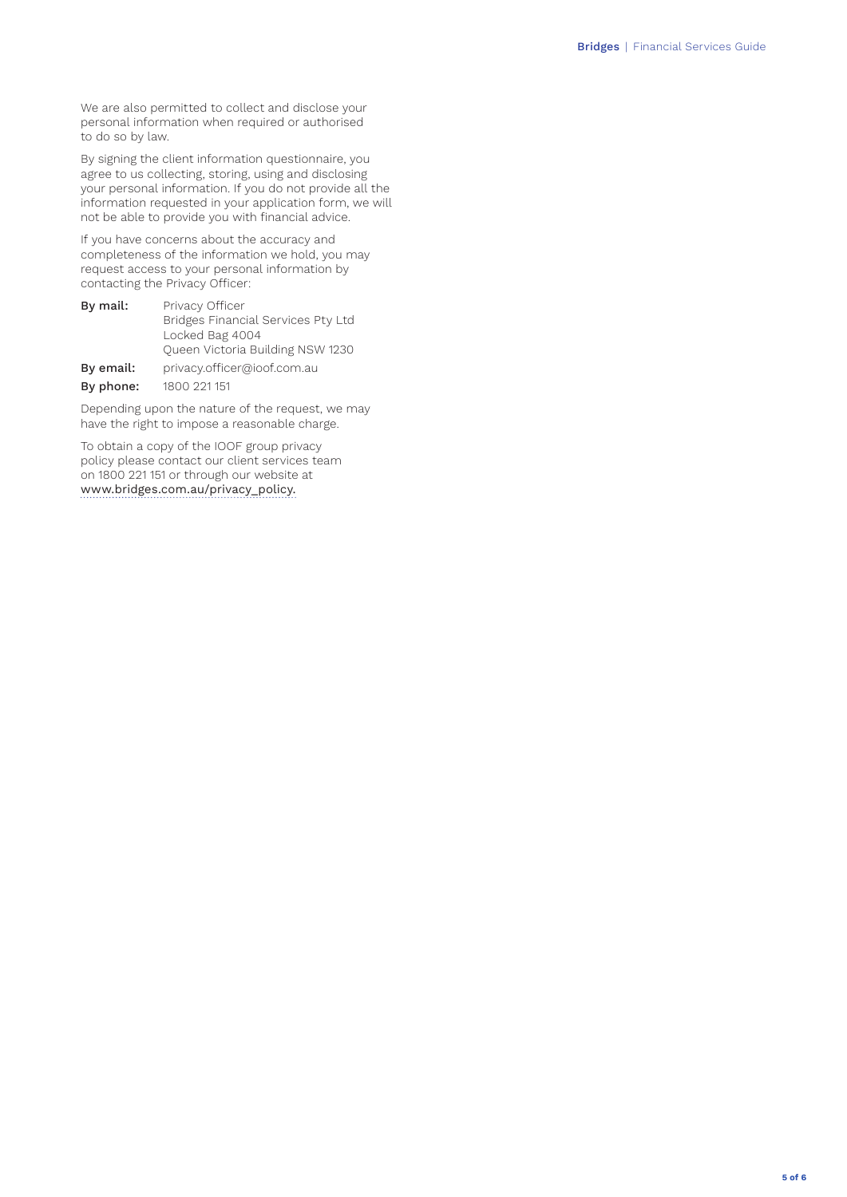We are also permitted to collect and disclose your personal information when required or authorised to do so by law.

By signing the client information questionnaire, you agree to us collecting, storing, using and disclosing your personal information. If you do not provide all the information requested in your application form, we will not be able to provide you with financial advice.

If you have concerns about the accuracy and completeness of the information we hold, you may request access to your personal information by contacting the Privacy Officer:

**By mail:** Privacy Officer  
Bridges Financial Services Pty Ltd  
Locked Bag 4004  
Queen Victoria Building NSW 1230

**By email:** privacy.officer@ioof.com.au

**By phone:** 1800 221 151

Depending upon the nature of the request, we may have the right to impose a reasonable charge.

To obtain a copy of the IOOF group privacy policy please contact our client services team on 1800 221 151 or through our website at www.bridges.com.au/privacy_policy.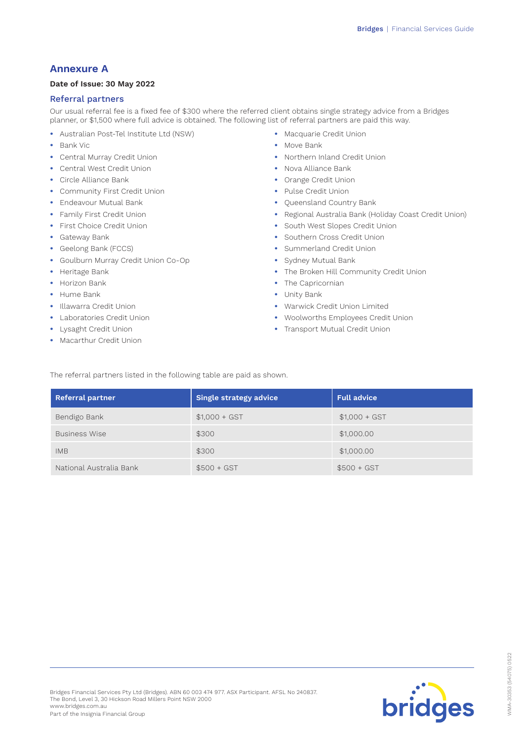## Annexure A

**Date of Issue: 30 May 2022**

### Referral partners

Our usual referral fee is a fixed fee of $300 where the referred client obtains single strategy advice from a Bridges planner, or $1,500 where full advice is obtained. The following list of referral partners are paid this way.

- Australian Post-Tel Institute Ltd (NSW)
- Bank Vic
- Central Murray Credit Union
- Central West Credit Union
- Circle Alliance Bank
- Community First Credit Union
- Endeavour Mutual Bank
- Family First Credit Union
- First Choice Credit Union
- Gateway Bank
- Geelong Bank (FCCS)
- Goulburn Murray Credit Union Co-Op
- Heritage Bank
- Horizon Bank
- Hume Bank
- Illawarra Credit Union
- Laboratories Credit Union
- Lysaght Credit Union
- Macarthur Credit Union
- Macquarie Credit Union
- Move Bank
- Northern Inland Credit Union
- Nova Alliance Bank
- Orange Credit Union
- Pulse Credit Union
- Queensland Country Bank
- Regional Australia Bank (Holiday Coast Credit Union)
- South West Slopes Credit Union
- Southern Cross Credit Union
- Summerland Credit Union
- Sydney Mutual Bank
- The Broken Hill Community Credit Union
- The Capricornian
- Unity Bank
- Warwick Credit Union Limited
- Woolworths Employees Credit Union
- Transport Mutual Credit Union

The referral partners listed in the following table are paid as shown.

| Referral partner | Single strategy advice | Full advice |
|---|---|---|
| Bendigo Bank | $1,000 + GST | $1,000 + GST |
| Business Wise | $300 | $1,000.00 |
| IMB | $300 | $1,000.00 |
| National Australia Bank | $500 + GST | $500 + GST |

Bridges Financial Services Pty Ltd (Bridges). ABN 60 003 474 977. ASX Participant. AFSL No 240837.
The Bond, Level 3, 30 Hickson Road Millers Point NSW 2000
www.bridges.com.au
Part of the Insignia Financial Group

WMA-30353 (54075) 0522